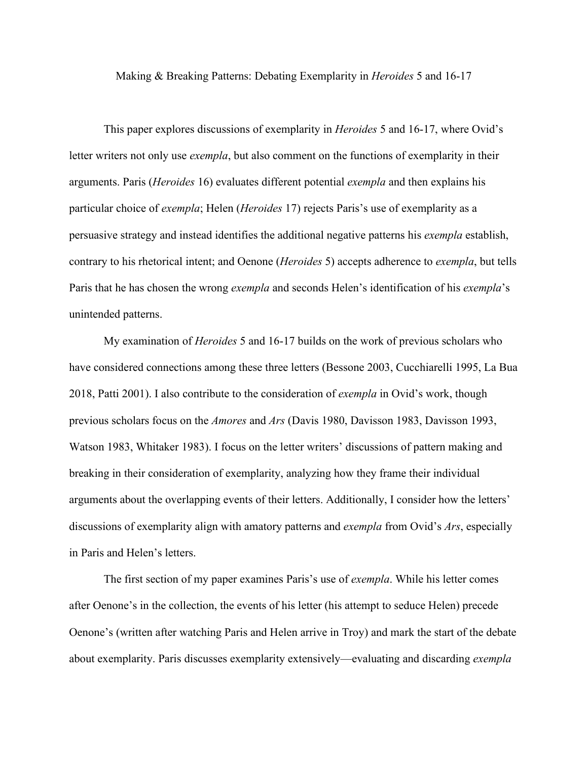# Making & Breaking Patterns: Debating Exemplarity in *Heroides* 5 and 16-17

This paper explores discussions of exemplarity in *Heroides* 5 and 16-17, where Ovid's letter writers not only use *exempla*, but also comment on the functions of exemplarity in their arguments. Paris (*Heroides* 16) evaluates different potential *exempla* and then explains his particular choice of *exempla*; Helen (*Heroides* 17) rejects Paris's use of exemplarity as a persuasive strategy and instead identifies the additional negative patterns his *exempla* establish, contrary to his rhetorical intent; and Oenone (*Heroides* 5) accepts adherence to *exempla*, but tells Paris that he has chosen the wrong *exempla* and seconds Helen's identification of his *exempla*'s unintended patterns.

My examination of *Heroides* 5 and 16-17 builds on the work of previous scholars who have considered connections among these three letters (Bessone 2003, Cucchiarelli 1995, La Bua 2018, Patti 2001). I also contribute to the consideration of *exempla* in Ovid's work, though previous scholars focus on the *Amores* and *Ars* (Davis 1980, Davisson 1983, Davisson 1993, Watson 1983, Whitaker 1983). I focus on the letter writers' discussions of pattern making and breaking in their consideration of exemplarity, analyzing how they frame their individual arguments about the overlapping events of their letters. Additionally, I consider how the letters' discussions of exemplarity align with amatory patterns and *exempla* from Ovid's *Ars*, especially in Paris and Helen's letters.

The first section of my paper examines Paris's use of *exempla*. While his letter comes after Oenone's in the collection, the events of his letter (his attempt to seduce Helen) precede Oenone's (written after watching Paris and Helen arrive in Troy) and mark the start of the debate about exemplarity. Paris discusses exemplarity extensively—evaluating and discarding *exempla*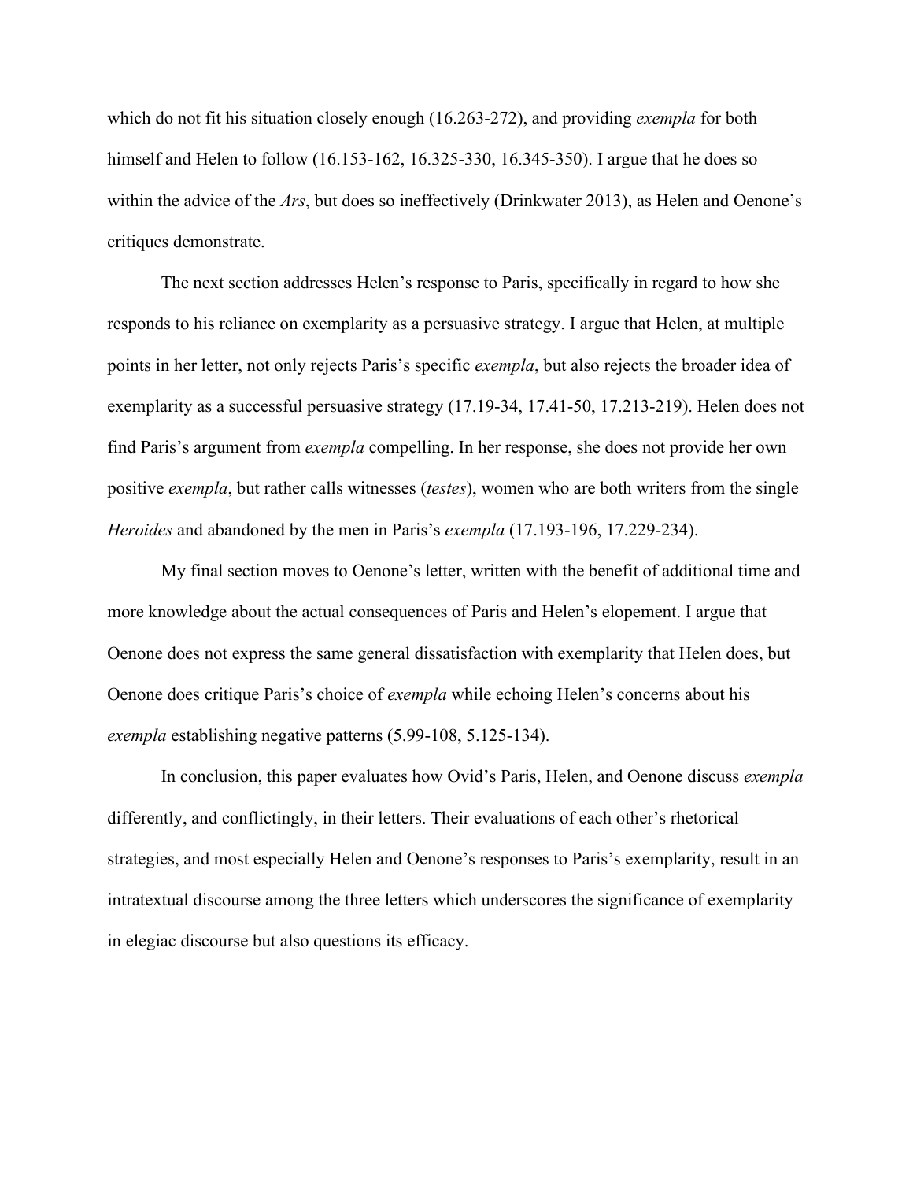which do not fit his situation closely enough (16.263-272), and providing *exempla* for both himself and Helen to follow (16.153-162, 16.325-330, 16.345-350). I argue that he does so within the advice of the *Ars*, but does so ineffectively (Drinkwater 2013), as Helen and Oenone's critiques demonstrate.

The next section addresses Helen's response to Paris, specifically in regard to how she responds to his reliance on exemplarity as a persuasive strategy. I argue that Helen, at multiple points in her letter, not only rejects Paris's specific *exempla*, but also rejects the broader idea of exemplarity as a successful persuasive strategy (17.19-34, 17.41-50, 17.213-219). Helen does not find Paris's argument from *exempla* compelling. In her response, she does not provide her own positive *exempla*, but rather calls witnesses (*testes*), women who are both writers from the single *Heroides* and abandoned by the men in Paris's *exempla* (17.193-196, 17.229-234).

My final section moves to Oenone's letter, written with the benefit of additional time and more knowledge about the actual consequences of Paris and Helen's elopement. I argue that Oenone does not express the same general dissatisfaction with exemplarity that Helen does, but Oenone does critique Paris's choice of *exempla* while echoing Helen's concerns about his *exempla* establishing negative patterns (5.99-108, 5.125-134).

In conclusion, this paper evaluates how Ovid's Paris, Helen, and Oenone discuss *exempla* differently, and conflictingly, in their letters. Their evaluations of each other's rhetorical strategies, and most especially Helen and Oenone's responses to Paris's exemplarity, result in an intratextual discourse among the three letters which underscores the significance of exemplarity in elegiac discourse but also questions its efficacy.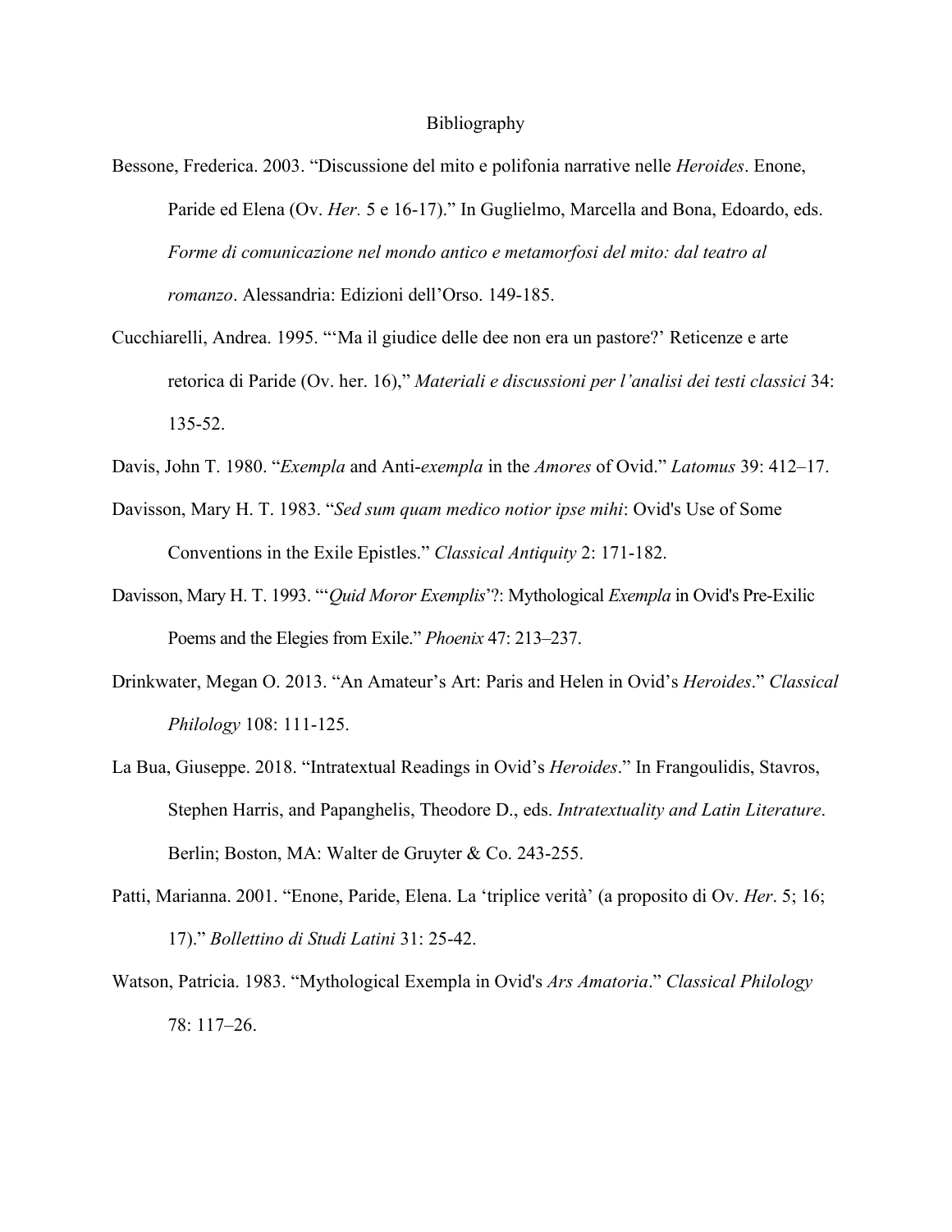# Bibliography

Bessone, Frederica. 2003. "Discussione del mito e polifonia narrative nelle *Heroides*. Enone, Paride ed Elena (Ov. *Her.* 5 e 16-17)." In Guglielmo, Marcella and Bona, Edoardo, eds. *Forme di comunicazione nel mondo antico e metamorfosi del mito: dal teatro al romanzo*. Alessandria: Edizioni dell'Orso. 149-185.

Cucchiarelli, Andrea. 1995. "'Ma il giudice delle dee non era un pastore?' Reticenze e arte retorica di Paride (Ov. her. 16)," *Materiali e discussioni per l'analisi dei testi classici* 34: 135-52.

Davis, John T. 1980. "*Exempla* and Anti-*exempla* in the *Amores* of Ovid." *Latomus* 39: 412–17.

Davisson, Mary H. T. 1983. "*Sed sum quam medico notior ipse mihi*: Ovid's Use of Some Conventions in the Exile Epistles." *Classical Antiquity* 2: 171-182.

Davisson, Mary H. T. 1993. "'*Quid Moror Exemplis*'?: Mythological *Exempla* in Ovid's Pre-Exilic Poems and the Elegies from Exile." *Phoenix* 47: 213–237.

Drinkwater, Megan O. 2013. "An Amateur's Art: Paris and Helen in Ovid's *Heroides*." *Classical Philology* 108: 111-125.

La Bua, Giuseppe. 2018. "Intratextual Readings in Ovid's *Heroides*." In Frangoulidis, Stavros, Stephen Harris, and Papanghelis, Theodore D., eds. *Intratextuality and Latin Literature*. Berlin; Boston, MA: Walter de Gruyter & Co. 243-255.

Patti, Marianna. 2001. "Enone, Paride, Elena. La 'triplice verità' (a proposito di Ov. *Her*. 5; 16; 17)." *Bollettino di Studi Latini* 31: 25-42.

Watson, Patricia. 1983. "Mythological Exempla in Ovid's *Ars Amatoria*." *Classical Philology* 78: 117–26.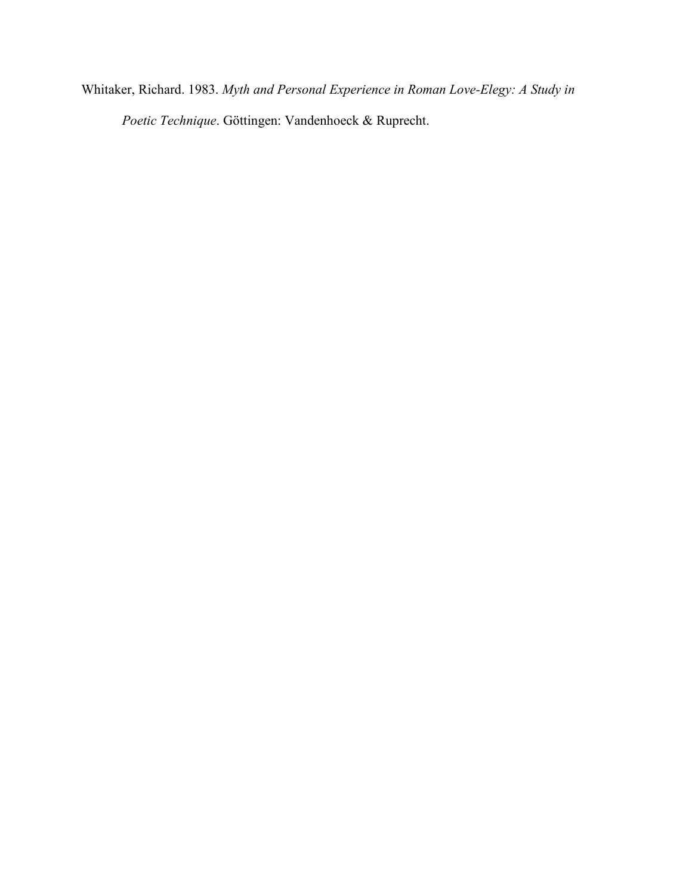Whitaker, Richard. 1983. *Myth and Personal Experience in Roman Love-Elegy: A Study in Poetic Technique*. Göttingen: Vandenhoeck & Ruprecht.